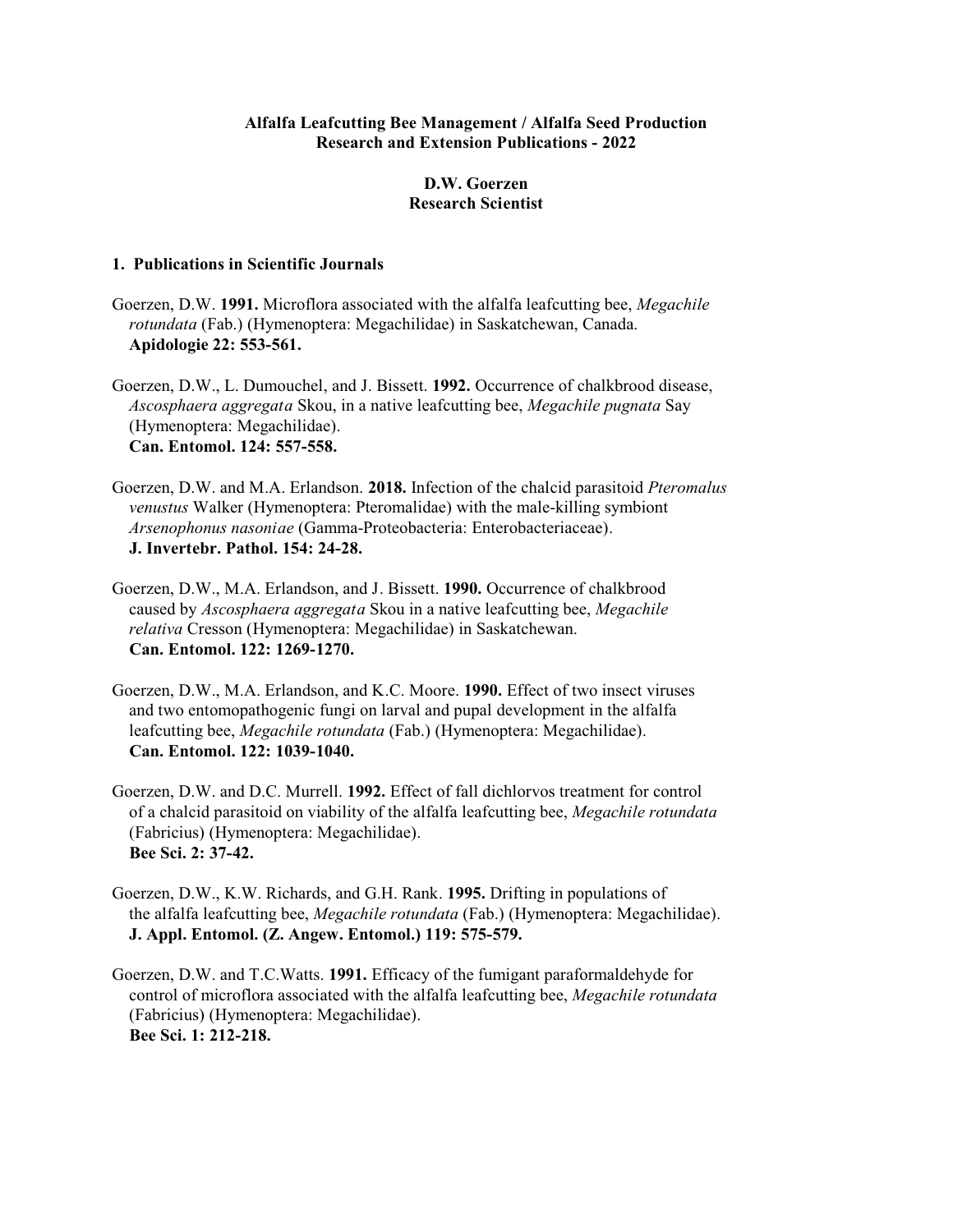**Alfalfa Leafcutting Bee Management / Alfalfa Seed Production**
**Research and Extension Publications - 2022**

**D.W. Goerzen**
**Research Scientist**

## 1. Publications in Scientific Journals

Goerzen, D.W. **1991.** Microflora associated with the alfalfa leafcutting bee, *Megachile rotundata* (Fab.) (Hymenoptera: Megachilidae) in Saskatchewan, Canada. **Apidologie 22: 553-561.**

Goerzen, D.W., L. Dumouchel, and J. Bissett. **1992.** Occurrence of chalkbrood disease, *Ascosphaera aggregata* Skou, in a native leafcutting bee, *Megachile pugnata* Say (Hymenoptera: Megachilidae). **Can. Entomol. 124: 557-558.**

Goerzen, D.W. and M.A. Erlandson. **2018.** Infection of the chalcid parasitoid *Pteromalus venustus* Walker (Hymenoptera: Pteromalidae) with the male-killing symbiont *Arsenophonus nasoniae* (Gamma-Proteobacteria: Enterobacteriaceae). **J. Invertebr. Pathol. 154: 24-28.**

Goerzen, D.W., M.A. Erlandson, and J. Bissett. **1990.** Occurrence of chalkbrood caused by *Ascosphaera aggregata* Skou in a native leafcutting bee, *Megachile relativa* Cresson (Hymenoptera: Megachilidae) in Saskatchewan. **Can. Entomol. 122: 1269-1270.**

Goerzen, D.W., M.A. Erlandson, and K.C. Moore. **1990.** Effect of two insect viruses and two entomopathogenic fungi on larval and pupal development in the alfalfa leafcutting bee, *Megachile rotundata* (Fab.) (Hymenoptera: Megachilidae). **Can. Entomol. 122: 1039-1040.**

Goerzen, D.W. and D.C. Murrell. **1992.** Effect of fall dichlorvos treatment for control of a chalcid parasitoid on viability of the alfalfa leafcutting bee, *Megachile rotundata* (Fabricius) (Hymenoptera: Megachilidae). **Bee Sci. 2: 37-42.**

Goerzen, D.W., K.W. Richards, and G.H. Rank. **1995.** Drifting in populations of the alfalfa leafcutting bee, *Megachile rotundata* (Fab.) (Hymenoptera: Megachilidae). **J. Appl. Entomol. (Z. Angew. Entomol.) 119: 575-579.**

Goerzen, D.W. and T.C.Watts. **1991.** Efficacy of the fumigant paraformaldehyde for control of microflora associated with the alfalfa leafcutting bee, *Megachile rotundata* (Fabricius) (Hymenoptera: Megachilidae). **Bee Sci. 1: 212-218.**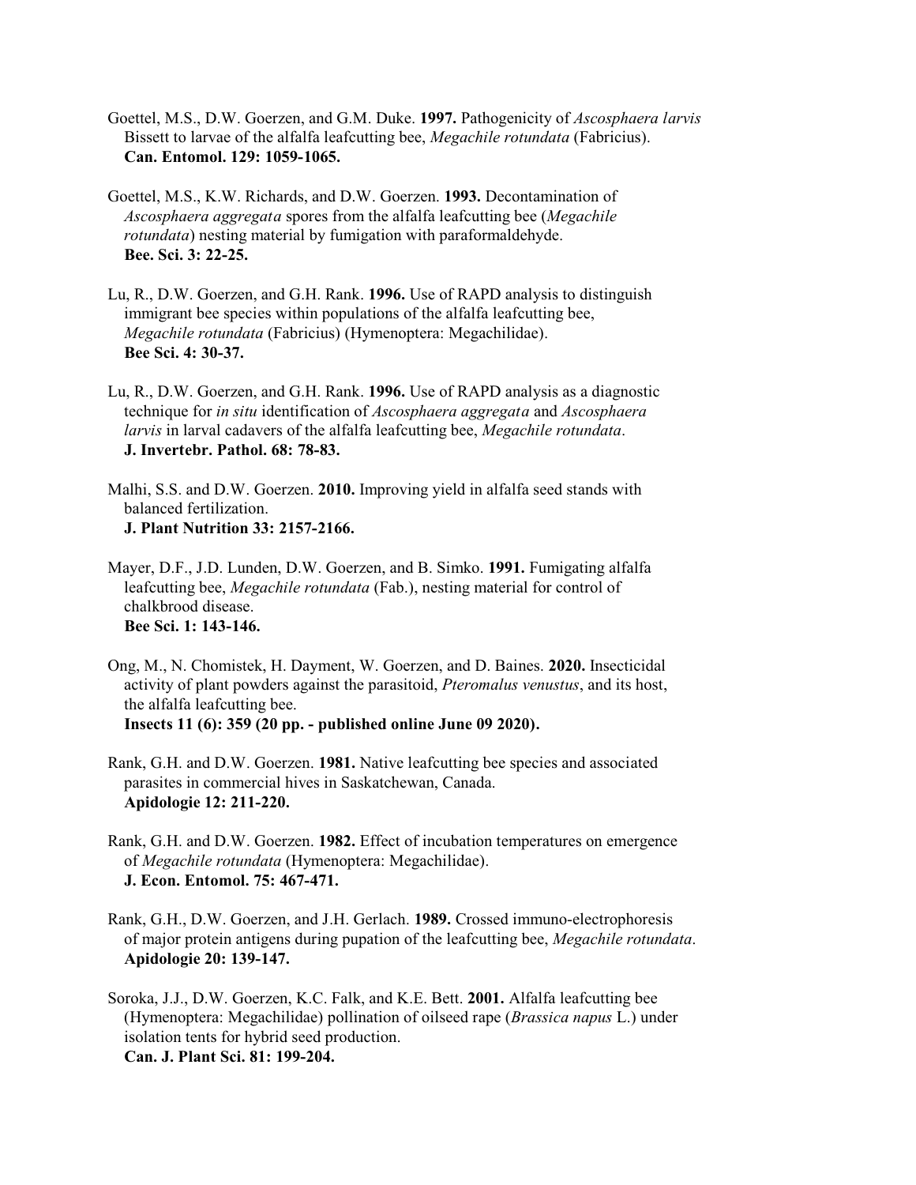Goettel, M.S., D.W. Goerzen, and G.M. Duke. **1997.** Pathogenicity of *Ascosphaera larvis* Bissett to larvae of the alfalfa leafcutting bee, *Megachile rotundata* (Fabricius). **Can. Entomol. 129: 1059-1065.**

Goettel, M.S., K.W. Richards, and D.W. Goerzen. **1993.** Decontamination of *Ascosphaera aggregata* spores from the alfalfa leafcutting bee (*Megachile rotundata*) nesting material by fumigation with paraformaldehyde. **Bee. Sci. 3: 22-25.**

Lu, R., D.W. Goerzen, and G.H. Rank. **1996.** Use of RAPD analysis to distinguish immigrant bee species within populations of the alfalfa leafcutting bee, *Megachile rotundata* (Fabricius) (Hymenoptera: Megachilidae). **Bee Sci. 4: 30-37.**

Lu, R., D.W. Goerzen, and G.H. Rank. **1996.** Use of RAPD analysis as a diagnostic technique for *in situ* identification of *Ascosphaera aggregata* and *Ascosphaera larvis* in larval cadavers of the alfalfa leafcutting bee, *Megachile rotundata*. **J. Invertebr. Pathol. 68: 78-83.**

Malhi, S.S. and D.W. Goerzen. **2010.** Improving yield in alfalfa seed stands with balanced fertilization. **J. Plant Nutrition 33: 2157-2166.**

Mayer, D.F., J.D. Lunden, D.W. Goerzen, and B. Simko. **1991.** Fumigating alfalfa leafcutting bee, *Megachile rotundata* (Fab.), nesting material for control of chalkbrood disease. **Bee Sci. 1: 143-146.**

Ong, M., N. Chomistek, H. Dayment, W. Goerzen, and D. Baines. **2020.** Insecticidal activity of plant powders against the parasitoid, *Pteromalus venustus*, and its host, the alfalfa leafcutting bee. **Insects 11 (6): 359 (20 pp. - published online June 09 2020).**

Rank, G.H. and D.W. Goerzen. **1981.** Native leafcutting bee species and associated parasites in commercial hives in Saskatchewan, Canada. **Apidologie 12: 211-220.**

Rank, G.H. and D.W. Goerzen. **1982.** Effect of incubation temperatures on emergence of *Megachile rotundata* (Hymenoptera: Megachilidae). **J. Econ. Entomol. 75: 467-471.**

Rank, G.H., D.W. Goerzen, and J.H. Gerlach. **1989.** Crossed immuno-electrophoresis of major protein antigens during pupation of the leafcutting bee, *Megachile rotundata*. **Apidologie 20: 139-147.**

Soroka, J.J., D.W. Goerzen, K.C. Falk, and K.E. Bett. **2001.** Alfalfa leafcutting bee (Hymenoptera: Megachilidae) pollination of oilseed rape (*Brassica napus* L.) under isolation tents for hybrid seed production. **Can. J. Plant Sci. 81: 199-204.**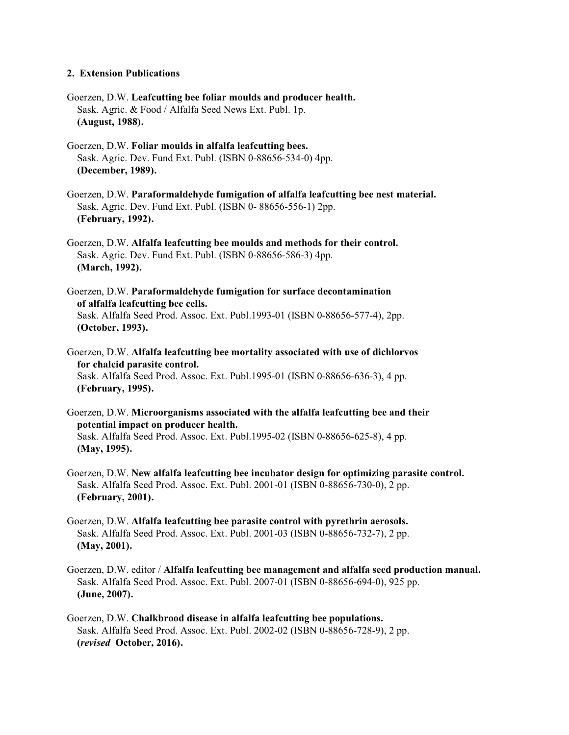**2. Extension Publications**

Goerzen, D.W. **Leafcutting bee foliar moulds and producer health.**
Sask. Agric. & Food / Alfalfa Seed News Ext. Publ. 1p.
**(August, 1988).**

Goerzen, D.W. **Foliar moulds in alfalfa leafcutting bees.**
Sask. Agric. Dev. Fund Ext. Publ. (ISBN 0-88656-534-0) 4pp.
**(December, 1989).**

Goerzen, D.W. **Paraformaldehyde fumigation of alfalfa leafcutting bee nest material.**
Sask. Agric. Dev. Fund Ext. Publ. (ISBN 0- 88656-556-1) 2pp.
**(February, 1992).**

Goerzen, D.W. **Alfalfa leafcutting bee moulds and methods for their control.**
Sask. Agric. Dev. Fund Ext. Publ. (ISBN 0-88656-586-3) 4pp.
**(March, 1992).**

Goerzen, D.W. **Paraformaldehyde fumigation for surface decontamination of alfalfa leafcutting bee cells.**
Sask. Alfalfa Seed Prod. Assoc. Ext. Publ.1993-01 (ISBN 0-88656-577-4), 2pp.
**(October, 1993).**

Goerzen, D.W. **Alfalfa leafcutting bee mortality associated with use of dichlorvos for chalcid parasite control.**
Sask. Alfalfa Seed Prod. Assoc. Ext. Publ.1995-01 (ISBN 0-88656-636-3), 4 pp.
**(February, 1995).**

Goerzen, D.W. **Microorganisms associated with the alfalfa leafcutting bee and their potential impact on producer health.**
Sask. Alfalfa Seed Prod. Assoc. Ext. Publ.1995-02 (ISBN 0-88656-625-8), 4 pp.
**(May, 1995).**

Goerzen, D.W. **New alfalfa leafcutting bee incubator design for optimizing parasite control.**
Sask. Alfalfa Seed Prod. Assoc. Ext. Publ. 2001-01 (ISBN 0-88656-730-0), 2 pp.
**(February, 2001).**

Goerzen, D.W. **Alfalfa leafcutting bee parasite control with pyrethrin aerosols.**
Sask. Alfalfa Seed Prod. Assoc. Ext. Publ. 2001-03 (ISBN 0-88656-732-7), 2 pp.
**(May, 2001).**

Goerzen, D.W. editor / **Alfalfa leafcutting bee management and alfalfa seed production manual.**
Sask. Alfalfa Seed Prod. Assoc. Ext. Publ. 2007-01 (ISBN 0-88656-694-0), 925 pp.
**(June, 2007).**

Goerzen, D.W. **Chalkbrood disease in alfalfa leafcutting bee populations.**
Sask. Alfalfa Seed Prod. Assoc. Ext. Publ. 2002-02 (ISBN 0-88656-728-9), 2 pp.
**(*revised* October, 2016).**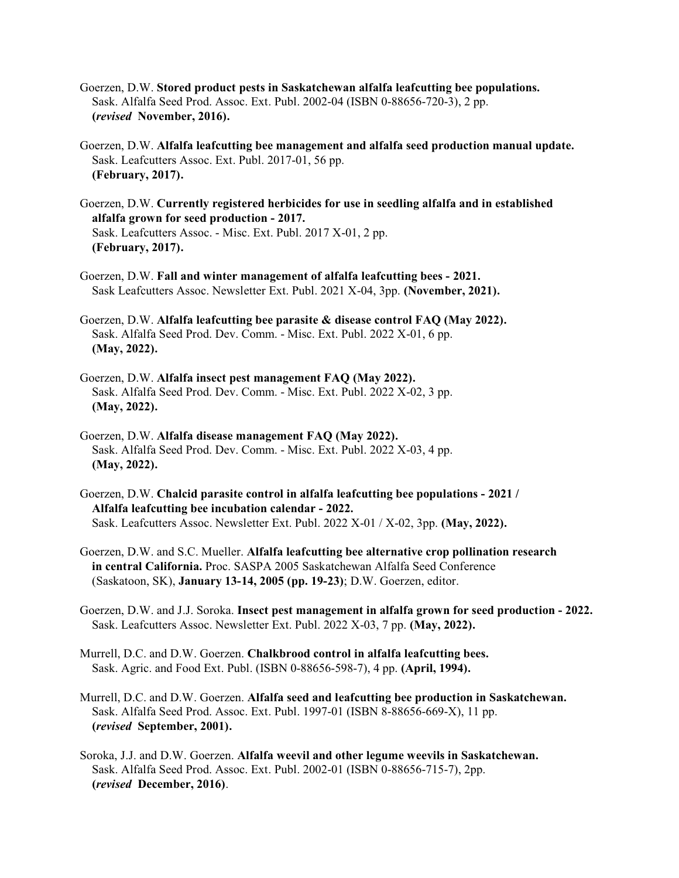Goerzen, D.W. **Stored product pests in Saskatchewan alfalfa leafcutting bee populations.** Sask. Alfalfa Seed Prod. Assoc. Ext. Publ. 2002-04 (ISBN 0-88656-720-3), 2 pp. **(*revised* November, 2016).**

Goerzen, D.W. **Alfalfa leafcutting bee management and alfalfa seed production manual update.** Sask. Leafcutters Assoc. Ext. Publ. 2017-01, 56 pp. **(February, 2017).**

Goerzen, D.W. **Currently registered herbicides for use in seedling alfalfa and in established alfalfa grown for seed production - 2017.** Sask. Leafcutters Assoc. - Misc. Ext. Publ. 2017 X-01, 2 pp. **(February, 2017).**

Goerzen, D.W. **Fall and winter management of alfalfa leafcutting bees - 2021.** Sask Leafcutters Assoc. Newsletter Ext. Publ. 2021 X-04, 3pp. **(November, 2021).**

Goerzen, D.W. **Alfalfa leafcutting bee parasite & disease control FAQ (May 2022).** Sask. Alfalfa Seed Prod. Dev. Comm. - Misc. Ext. Publ. 2022 X-01, 6 pp. **(May, 2022).**

Goerzen, D.W. **Alfalfa insect pest management FAQ (May 2022).** Sask. Alfalfa Seed Prod. Dev. Comm. - Misc. Ext. Publ. 2022 X-02, 3 pp. **(May, 2022).**

Goerzen, D.W. **Alfalfa disease management FAQ (May 2022).** Sask. Alfalfa Seed Prod. Dev. Comm. - Misc. Ext. Publ. 2022 X-03, 4 pp. **(May, 2022).**

Goerzen, D.W. **Chalcid parasite control in alfalfa leafcutting bee populations - 2021 / Alfalfa leafcutting bee incubation calendar - 2022.** Sask. Leafcutters Assoc. Newsletter Ext. Publ. 2022 X-01 / X-02, 3pp. **(May, 2022).**

Goerzen, D.W. and S.C. Mueller. **Alfalfa leafcutting bee alternative crop pollination research in central California.** Proc. SASPA 2005 Saskatchewan Alfalfa Seed Conference (Saskatoon, SK), **January 13-14, 2005 (pp. 19-23)**; D.W. Goerzen, editor.

Goerzen, D.W. and J.J. Soroka. **Insect pest management in alfalfa grown for seed production - 2022.** Sask. Leafcutters Assoc. Newsletter Ext. Publ. 2022 X-03, 7 pp. **(May, 2022).**

Murrell, D.C. and D.W. Goerzen. **Chalkbrood control in alfalfa leafcutting bees.** Sask. Agric. and Food Ext. Publ. (ISBN 0-88656-598-7), 4 pp. **(April, 1994).**

Murrell, D.C. and D.W. Goerzen. **Alfalfa seed and leafcutting bee production in Saskatchewan.** Sask. Alfalfa Seed Prod. Assoc. Ext. Publ. 1997-01 (ISBN 8-88656-669-X), 11 pp. **(*revised* September, 2001).**

Soroka, J.J. and D.W. Goerzen. **Alfalfa weevil and other legume weevils in Saskatchewan.** Sask. Alfalfa Seed Prod. Assoc. Ext. Publ. 2002-01 (ISBN 0-88656-715-7), 2pp. **(*revised* December, 2016)**.